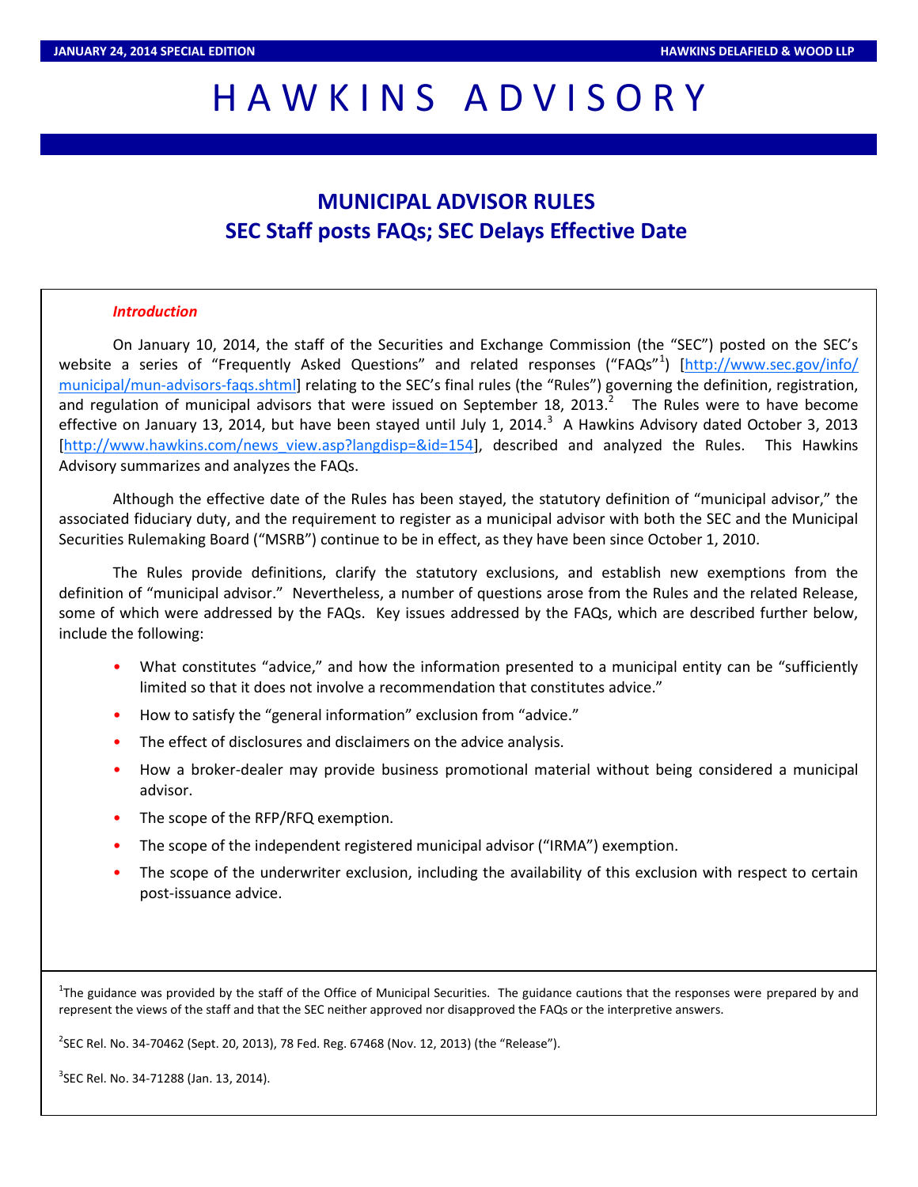# HAWKINS ADVISORY

JANUARY 24, 2014 SPECIAL EDITION — HAWKINS DELAFIELD & WOOD LLP

## MUNICIPAL ADVISOR RULES
## SEC Staff posts FAQs; SEC Delays Effective Date

### *Introduction*

On January 10, 2014, the staff of the Securities and Exchange Commission (the "SEC") posted on the SEC's website a series of "Frequently Asked Questions" and related responses ("FAQs"[1]) [http://www.sec.gov/info/municipal/mun-advisors-faqs.shtml] relating to the SEC's final rules (the "Rules") governing the definition, registration, and regulation of municipal advisors that were issued on September 18, 2013.[2] The Rules were to have become effective on January 13, 2014, but have been stayed until July 1, 2014.[3] A Hawkins Advisory dated October 3, 2013 [http://www.hawkins.com/news_view.asp?langdisp=&id=154], described and analyzed the Rules. This Hawkins Advisory summarizes and analyzes the FAQs.

Although the effective date of the Rules has been stayed, the statutory definition of "municipal advisor," the associated fiduciary duty, and the requirement to register as a municipal advisor with both the SEC and the Municipal Securities Rulemaking Board ("MSRB") continue to be in effect, as they have been since October 1, 2010.

The Rules provide definitions, clarify the statutory exclusions, and establish new exemptions from the definition of "municipal advisor." Nevertheless, a number of questions arose from the Rules and the related Release, some of which were addressed by the FAQs. Key issues addressed by the FAQs, which are described further below, include the following:

- What constitutes "advice," and how the information presented to a municipal entity can be "sufficiently limited so that it does not involve a recommendation that constitutes advice."
- How to satisfy the "general information" exclusion from "advice."
- The effect of disclosures and disclaimers on the advice analysis.
- How a broker-dealer may provide business promotional material without being considered a municipal advisor.
- The scope of the RFP/RFQ exemption.
- The scope of the independent registered municipal advisor ("IRMA") exemption.
- The scope of the underwriter exclusion, including the availability of this exclusion with respect to certain post-issuance advice.

---

[1] The guidance was provided by the staff of the Office of Municipal Securities. The guidance cautions that the responses were prepared by and represent the views of the staff and that the SEC neither approved nor disapproved the FAQs or the interpretive answers.

[2] SEC Rel. No. 34-70462 (Sept. 20, 2013), 78 Fed. Reg. 67468 (Nov. 12, 2013) (the "Release").

[3] SEC Rel. No. 34-71288 (Jan. 13, 2014).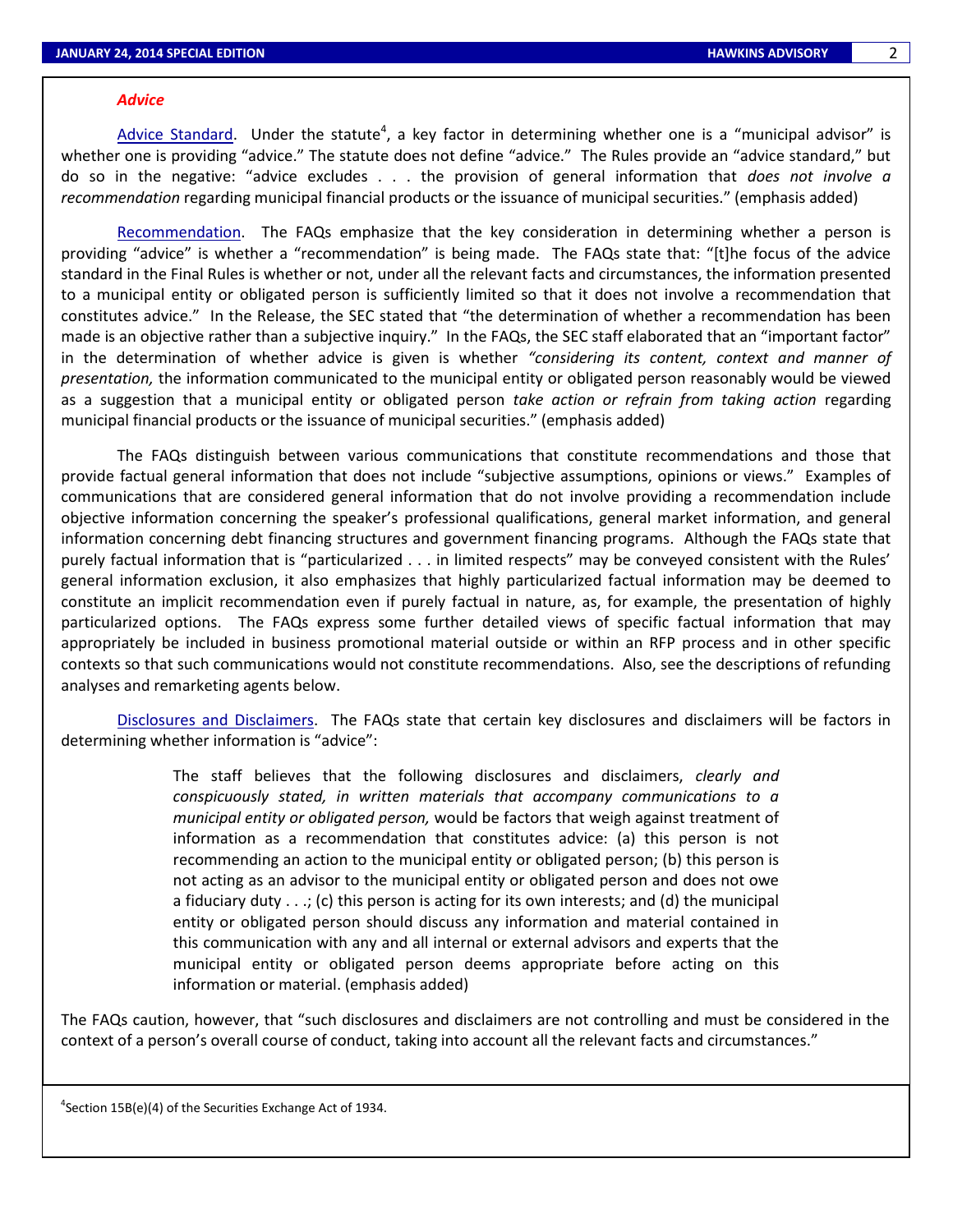### *Advice*

Advice Standard. Under the statute[4], a key factor in determining whether one is a "municipal advisor" is whether one is providing "advice." The statute does not define "advice." The Rules provide an "advice standard," but do so in the negative: "advice excludes . . . the provision of general information that *does not involve a recommendation* regarding municipal financial products or the issuance of municipal securities." (emphasis added)

Recommendation. The FAQs emphasize that the key consideration in determining whether a person is providing "advice" is whether a "recommendation" is being made. The FAQs state that: "[t]he focus of the advice standard in the Final Rules is whether or not, under all the relevant facts and circumstances, the information presented to a municipal entity or obligated person is sufficiently limited so that it does not involve a recommendation that constitutes advice." In the Release, the SEC stated that "the determination of whether a recommendation has been made is an objective rather than a subjective inquiry." In the FAQs, the SEC staff elaborated that an "important factor" in the determination of whether advice is given is whether *"considering its content, context and manner of presentation,* the information communicated to the municipal entity or obligated person reasonably would be viewed as a suggestion that a municipal entity or obligated person *take action or refrain from taking action* regarding municipal financial products or the issuance of municipal securities." (emphasis added)

The FAQs distinguish between various communications that constitute recommendations and those that provide factual general information that does not include "subjective assumptions, opinions or views." Examples of communications that are considered general information that do not involve providing a recommendation include objective information concerning the speaker's professional qualifications, general market information, and general information concerning debt financing structures and government financing programs. Although the FAQs state that purely factual information that is "particularized . . . in limited respects" may be conveyed consistent with the Rules' general information exclusion, it also emphasizes that highly particularized factual information may be deemed to constitute an implicit recommendation even if purely factual in nature, as, for example, the presentation of highly particularized options. The FAQs express some further detailed views of specific factual information that may appropriately be included in business promotional material outside or within an RFP process and in other specific contexts so that such communications would not constitute recommendations. Also, see the descriptions of refunding analyses and remarketing agents below.

Disclosures and Disclaimers. The FAQs state that certain key disclosures and disclaimers will be factors in determining whether information is "advice":

> The staff believes that the following disclosures and disclaimers, *clearly and conspicuously stated, in written materials that accompany communications to a municipal entity or obligated person,* would be factors that weigh against treatment of information as a recommendation that constitutes advice: (a) this person is not recommending an action to the municipal entity or obligated person; (b) this person is not acting as an advisor to the municipal entity or obligated person and does not owe a fiduciary duty . . .; (c) this person is acting for its own interests; and (d) the municipal entity or obligated person should discuss any information and material contained in this communication with any and all internal or external advisors and experts that the municipal entity or obligated person deems appropriate before acting on this information or material. (emphasis added)

The FAQs caution, however, that "such disclosures and disclaimers are not controlling and must be considered in the context of a person's overall course of conduct, taking into account all the relevant facts and circumstances."

[4] Section 15B(e)(4) of the Securities Exchange Act of 1934.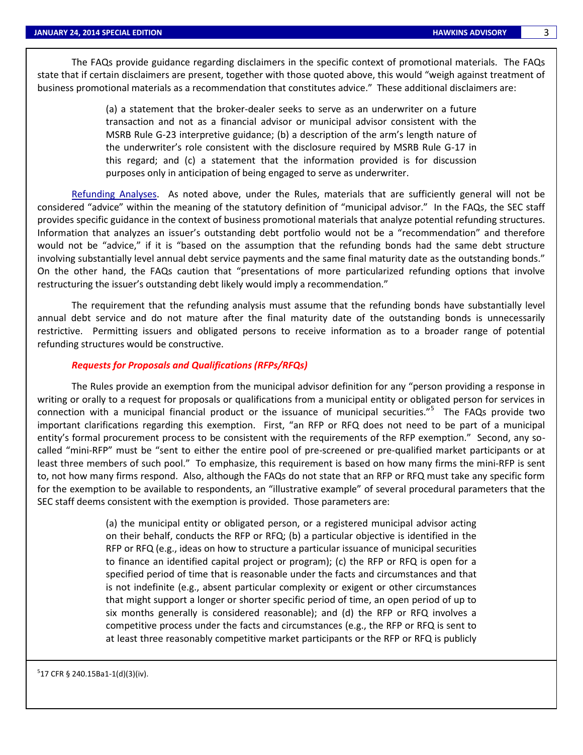The FAQs provide guidance regarding disclaimers in the specific context of promotional materials. The FAQs state that if certain disclaimers are present, together with those quoted above, this would "weigh against treatment of business promotional materials as a recommendation that constitutes advice." These additional disclaimers are:

> (a) a statement that the broker-dealer seeks to serve as an underwriter on a future transaction and not as a financial advisor or municipal advisor consistent with the MSRB Rule G-23 interpretive guidance; (b) a description of the arm's length nature of the underwriter's role consistent with the disclosure required by MSRB Rule G-17 in this regard; and (c) a statement that the information provided is for discussion purposes only in anticipation of being engaged to serve as underwriter.

Refunding Analyses. As noted above, under the Rules, materials that are sufficiently general will not be considered "advice" within the meaning of the statutory definition of "municipal advisor." In the FAQs, the SEC staff provides specific guidance in the context of business promotional materials that analyze potential refunding structures. Information that analyzes an issuer's outstanding debt portfolio would not be a "recommendation" and therefore would not be "advice," if it is "based on the assumption that the refunding bonds had the same debt structure involving substantially level annual debt service payments and the same final maturity date as the outstanding bonds." On the other hand, the FAQs caution that "presentations of more particularized refunding options that involve restructuring the issuer's outstanding debt likely would imply a recommendation."

The requirement that the refunding analysis must assume that the refunding bonds have substantially level annual debt service and do not mature after the final maturity date of the outstanding bonds is unnecessarily restrictive. Permitting issuers and obligated persons to receive information as to a broader range of potential refunding structures would be constructive.

***Requests for Proposals and Qualifications (RFPs/RFQs)***

The Rules provide an exemption from the municipal advisor definition for any "person providing a response in writing or orally to a request for proposals or qualifications from a municipal entity or obligated person for services in connection with a municipal financial product or the issuance of municipal securities."[5] The FAQs provide two important clarifications regarding this exemption. First, "an RFP or RFQ does not need to be part of a municipal entity's formal procurement process to be consistent with the requirements of the RFP exemption." Second, any so-called "mini-RFP" must be "sent to either the entire pool of pre-screened or pre-qualified market participants or at least three members of such pool." To emphasize, this requirement is based on how many firms the mini-RFP is sent to, not how many firms respond. Also, although the FAQs do not state that an RFP or RFQ must take any specific form for the exemption to be available to respondents, an "illustrative example" of several procedural parameters that the SEC staff deems consistent with the exemption is provided. Those parameters are:

> (a) the municipal entity or obligated person, or a registered municipal advisor acting on their behalf, conducts the RFP or RFQ; (b) a particular objective is identified in the RFP or RFQ (e.g., ideas on how to structure a particular issuance of municipal securities to finance an identified capital project or program); (c) the RFP or RFQ is open for a specified period of time that is reasonable under the facts and circumstances and that is not indefinite (e.g., absent particular complexity or exigent or other circumstances that might support a longer or shorter specific period of time, an open period of up to six months generally is considered reasonable); and (d) the RFP or RFQ involves a competitive process under the facts and circumstances (e.g., the RFP or RFQ is sent to at least three reasonably competitive market participants or the RFP or RFQ is publicly

[5] 17 CFR § 240.15Ba1-1(d)(3)(iv).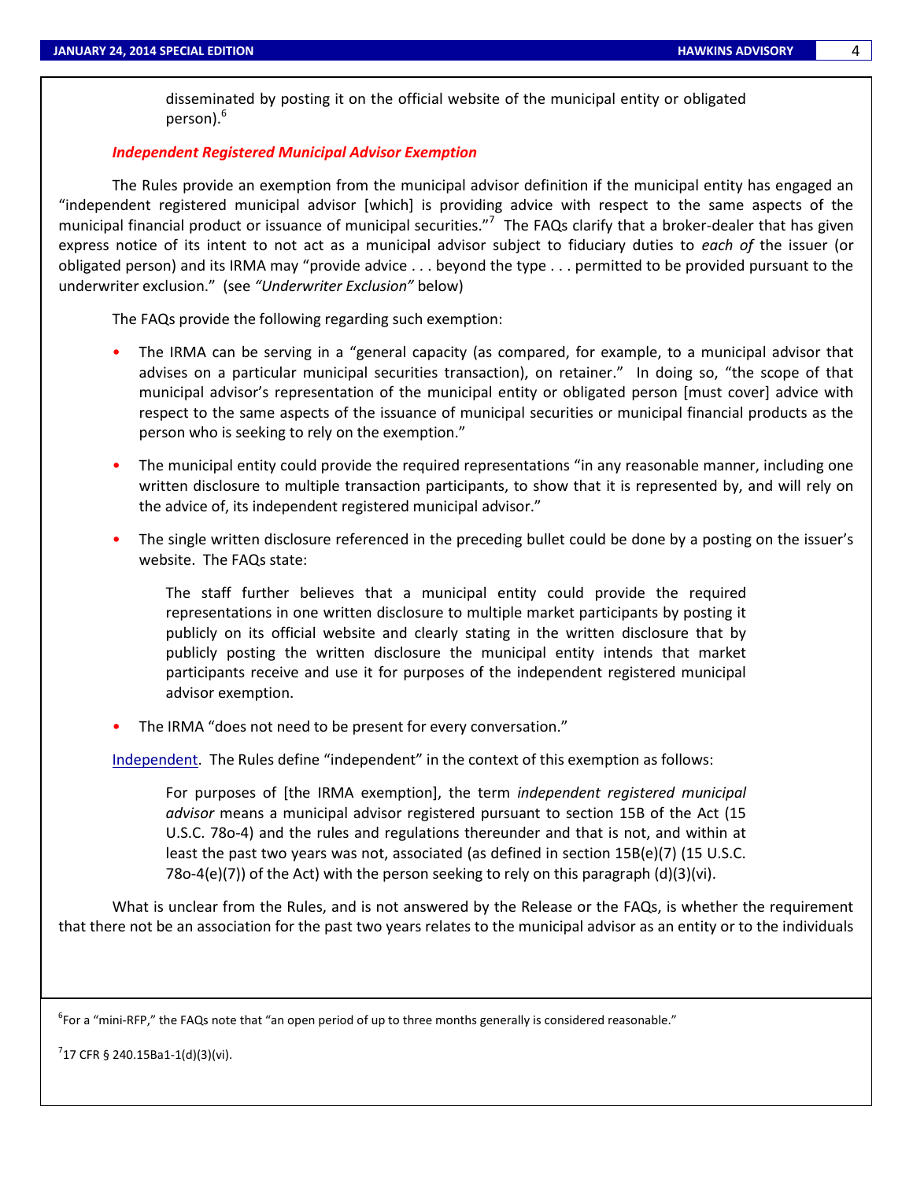disseminated by posting it on the official website of the municipal entity or obligated person).[6]

***Independent Registered Municipal Advisor Exemption***

The Rules provide an exemption from the municipal advisor definition if the municipal entity has engaged an "independent registered municipal advisor [which] is providing advice with respect to the same aspects of the municipal financial product or issuance of municipal securities."[7] The FAQs clarify that a broker-dealer that has given express notice of its intent to not act as a municipal advisor subject to fiduciary duties to *each of* the issuer (or obligated person) and its IRMA may "provide advice . . . beyond the type . . . permitted to be provided pursuant to the underwriter exclusion." (see *"Underwriter Exclusion"* below)

The FAQs provide the following regarding such exemption:

- The IRMA can be serving in a "general capacity (as compared, for example, to a municipal advisor that advises on a particular municipal securities transaction), on retainer." In doing so, "the scope of that municipal advisor's representation of the municipal entity or obligated person [must cover] advice with respect to the same aspects of the issuance of municipal securities or municipal financial products as the person who is seeking to rely on the exemption."

- The municipal entity could provide the required representations "in any reasonable manner, including one written disclosure to multiple transaction participants, to show that it is represented by, and will rely on the advice of, its independent registered municipal advisor."

- The single written disclosure referenced in the preceding bullet could be done by a posting on the issuer's website. The FAQs state:

  > The staff further believes that a municipal entity could provide the required representations in one written disclosure to multiple market participants by posting it publicly on its official website and clearly stating in the written disclosure that by publicly posting the written disclosure the municipal entity intends that market participants receive and use it for purposes of the independent registered municipal advisor exemption.

- The IRMA "does not need to be present for every conversation."

Independent. The Rules define "independent" in the context of this exemption as follows:

> For purposes of [the IRMA exemption], the term *independent registered municipal advisor* means a municipal advisor registered pursuant to section 15B of the Act (15 U.S.C. 78o-4) and the rules and regulations thereunder and that is not, and within at least the past two years was not, associated (as defined in section 15B(e)(7) (15 U.S.C. 78o-4(e)(7)) of the Act) with the person seeking to rely on this paragraph (d)(3)(vi).

What is unclear from the Rules, and is not answered by the Release or the FAQs, is whether the requirement that there not be an association for the past two years relates to the municipal advisor as an entity or to the individuals

[6] For a "mini-RFP," the FAQs note that "an open period of up to three months generally is considered reasonable."

[7] 17 CFR § 240.15Ba1-1(d)(3)(vi).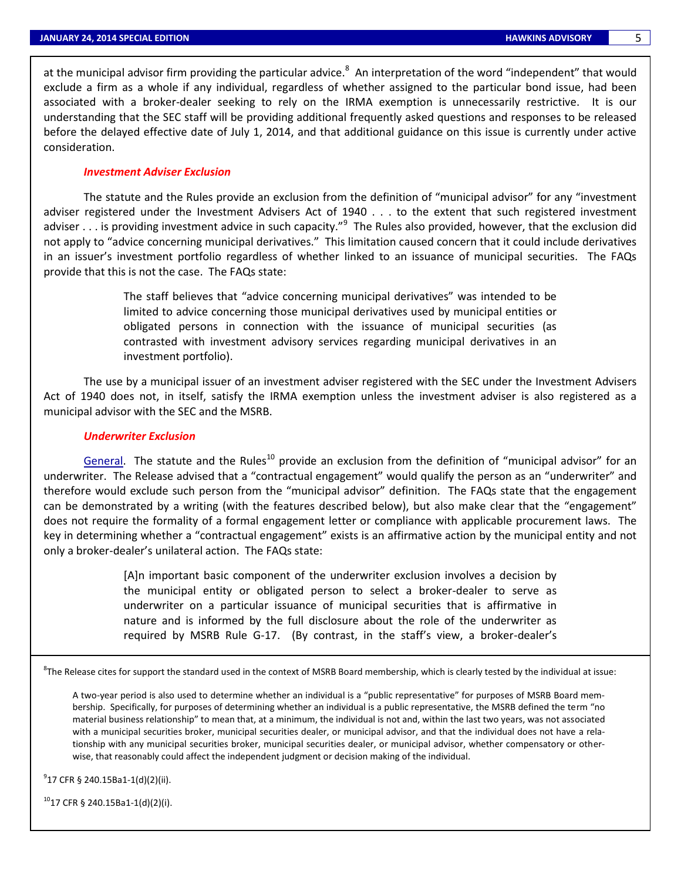at the municipal advisor firm providing the particular advice.[8] An interpretation of the word "independent" that would exclude a firm as a whole if any individual, regardless of whether assigned to the particular bond issue, had been associated with a broker-dealer seeking to rely on the IRMA exemption is unnecessarily restrictive. It is our understanding that the SEC staff will be providing additional frequently asked questions and responses to be released before the delayed effective date of July 1, 2014, and that additional guidance on this issue is currently under active consideration.

### *Investment Adviser Exclusion*

The statute and the Rules provide an exclusion from the definition of "municipal advisor" for any "investment adviser registered under the Investment Advisers Act of 1940 . . . to the extent that such registered investment adviser . . . is providing investment advice in such capacity."[9] The Rules also provided, however, that the exclusion did not apply to "advice concerning municipal derivatives." This limitation caused concern that it could include derivatives in an issuer's investment portfolio regardless of whether linked to an issuance of municipal securities. The FAQs provide that this is not the case. The FAQs state:

> The staff believes that "advice concerning municipal derivatives" was intended to be limited to advice concerning those municipal derivatives used by municipal entities or obligated persons in connection with the issuance of municipal securities (as contrasted with investment advisory services regarding municipal derivatives in an investment portfolio).

The use by a municipal issuer of an investment adviser registered with the SEC under the Investment Advisers Act of 1940 does not, in itself, satisfy the IRMA exemption unless the investment adviser is also registered as a municipal advisor with the SEC and the MSRB.

### *Underwriter Exclusion*

General. The statute and the Rules[10] provide an exclusion from the definition of "municipal advisor" for an underwriter. The Release advised that a "contractual engagement" would qualify the person as an "underwriter" and therefore would exclude such person from the "municipal advisor" definition. The FAQs state that the engagement can be demonstrated by a writing (with the features described below), but also make clear that the "engagement" does not require the formality of a formal engagement letter or compliance with applicable procurement laws. The key in determining whether a "contractual engagement" exists is an affirmative action by the municipal entity and not only a broker-dealer's unilateral action. The FAQs state:

> [A]n important basic component of the underwriter exclusion involves a decision by the municipal entity or obligated person to select a broker-dealer to serve as underwriter on a particular issuance of municipal securities that is affirmative in nature and is informed by the full disclosure about the role of the underwriter as required by MSRB Rule G-17. (By contrast, in the staff's view, a broker-dealer's

---

[8] The Release cites for support the standard used in the context of MSRB Board membership, which is clearly tested by the individual at issue:

> A two-year period is also used to determine whether an individual is a "public representative" for purposes of MSRB Board membership. Specifically, for purposes of determining whether an individual is a public representative, the MSRB defined the term "no material business relationship" to mean that, at a minimum, the individual is not and, within the last two years, was not associated with a municipal securities broker, municipal securities dealer, or municipal advisor, and that the individual does not have a relationship with any municipal securities broker, municipal securities dealer, or municipal advisor, whether compensatory or otherwise, that reasonably could affect the independent judgment or decision making of the individual.

[9] 17 CFR § 240.15Ba1-1(d)(2)(ii).

[10] 17 CFR § 240.15Ba1-1(d)(2)(i).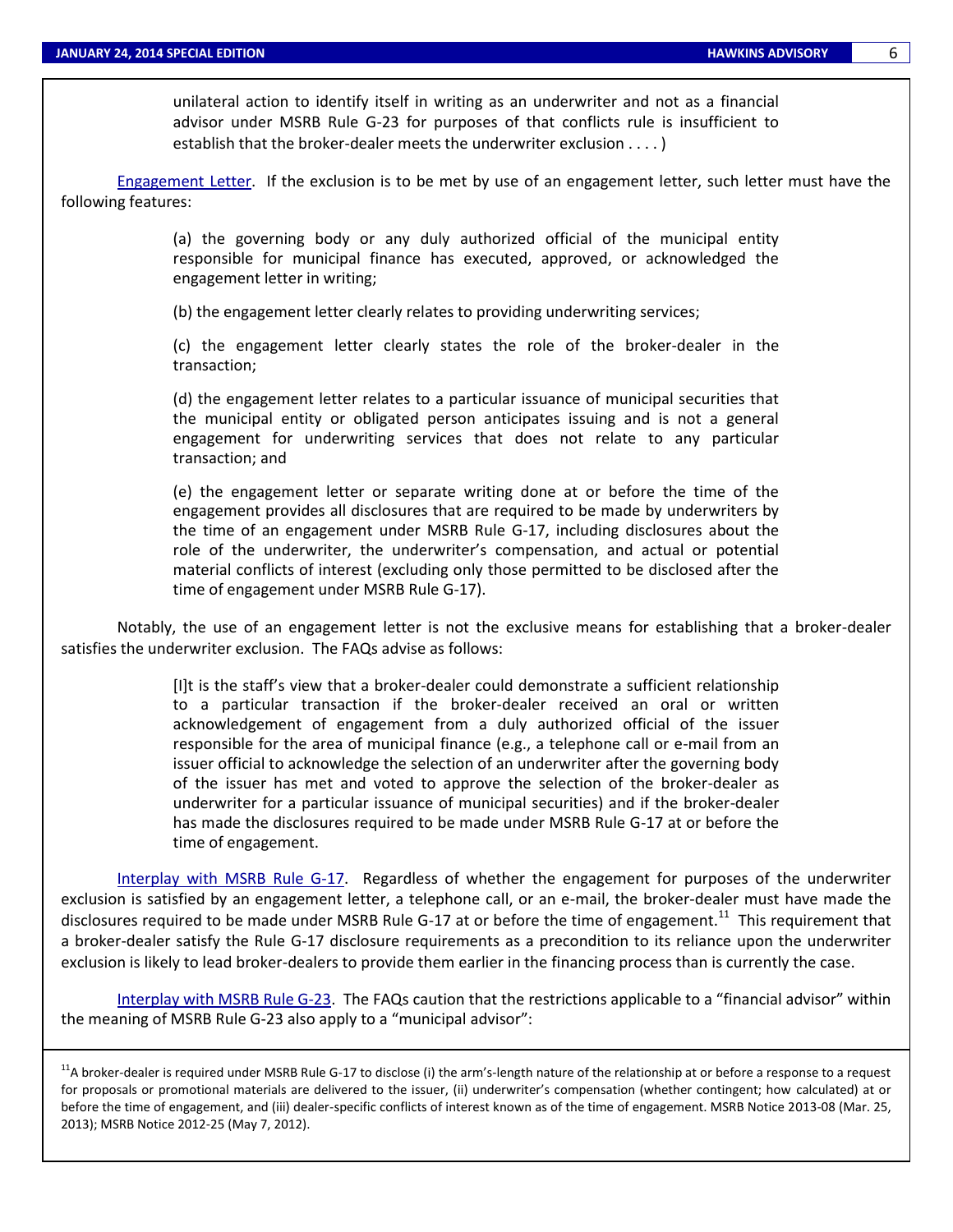> unilateral action to identify itself in writing as an underwriter and not as a financial advisor under MSRB Rule G-23 for purposes of that conflicts rule is insufficient to establish that the broker-dealer meets the underwriter exclusion . . . . )

Engagement Letter. If the exclusion is to be met by use of an engagement letter, such letter must have the following features:

> (a) the governing body or any duly authorized official of the municipal entity responsible for municipal finance has executed, approved, or acknowledged the engagement letter in writing;
>
> (b) the engagement letter clearly relates to providing underwriting services;
>
> (c) the engagement letter clearly states the role of the broker-dealer in the transaction;
>
> (d) the engagement letter relates to a particular issuance of municipal securities that the municipal entity or obligated person anticipates issuing and is not a general engagement for underwriting services that does not relate to any particular transaction; and
>
> (e) the engagement letter or separate writing done at or before the time of the engagement provides all disclosures that are required to be made by underwriters by the time of an engagement under MSRB Rule G-17, including disclosures about the role of the underwriter, the underwriter's compensation, and actual or potential material conflicts of interest (excluding only those permitted to be disclosed after the time of engagement under MSRB Rule G-17).

Notably, the use of an engagement letter is not the exclusive means for establishing that a broker-dealer satisfies the underwriter exclusion. The FAQs advise as follows:

> [I]t is the staff's view that a broker-dealer could demonstrate a sufficient relationship to a particular transaction if the broker-dealer received an oral or written acknowledgement of engagement from a duly authorized official of the issuer responsible for the area of municipal finance (e.g., a telephone call or e-mail from an issuer official to acknowledge the selection of an underwriter after the governing body of the issuer has met and voted to approve the selection of the broker-dealer as underwriter for a particular issuance of municipal securities) and if the broker-dealer has made the disclosures required to be made under MSRB Rule G-17 at or before the time of engagement.

Interplay with MSRB Rule G-17. Regardless of whether the engagement for purposes of the underwriter exclusion is satisfied by an engagement letter, a telephone call, or an e-mail, the broker-dealer must have made the disclosures required to be made under MSRB Rule G-17 at or before the time of engagement.[11] This requirement that a broker-dealer satisfy the Rule G-17 disclosure requirements as a precondition to its reliance upon the underwriter exclusion is likely to lead broker-dealers to provide them earlier in the financing process than is currently the case.

Interplay with MSRB Rule G-23. The FAQs caution that the restrictions applicable to a "financial advisor" within the meaning of MSRB Rule G-23 also apply to a "municipal advisor":

---

[11] A broker-dealer is required under MSRB Rule G-17 to disclose (i) the arm's-length nature of the relationship at or before a response to a request for proposals or promotional materials are delivered to the issuer, (ii) underwriter's compensation (whether contingent; how calculated) at or before the time of engagement, and (iii) dealer-specific conflicts of interest known as of the time of engagement. MSRB Notice 2013-08 (Mar. 25, 2013); MSRB Notice 2012-25 (May 7, 2012).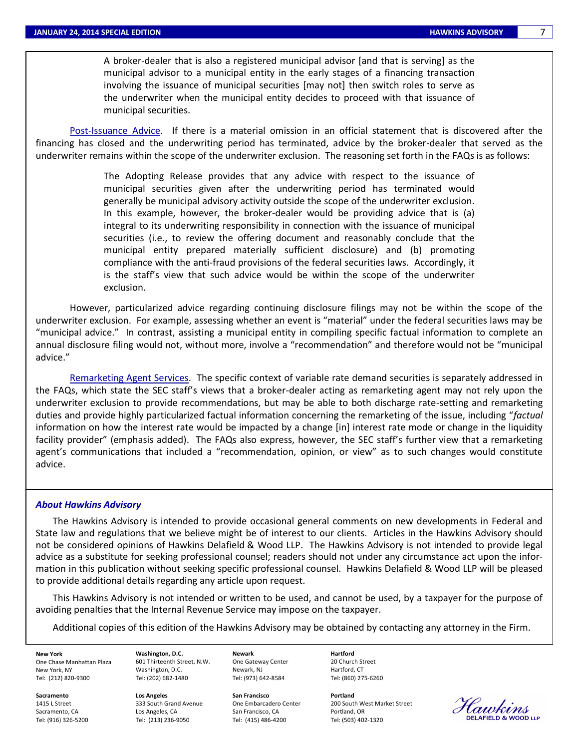> A broker-dealer that is also a registered municipal advisor [and that is serving] as the municipal advisor to a municipal entity in the early stages of a financing transaction involving the issuance of municipal securities [may not] then switch roles to serve as the underwriter when the municipal entity decides to proceed with that issuance of municipal securities.

Post-Issuance Advice. If there is a material omission in an official statement that is discovered after the financing has closed and the underwriting period has terminated, advice by the broker-dealer that served as the underwriter remains within the scope of the underwriter exclusion. The reasoning set forth in the FAQs is as follows:

> The Adopting Release provides that any advice with respect to the issuance of municipal securities given after the underwriting period has terminated would generally be municipal advisory activity outside the scope of the underwriter exclusion. In this example, however, the broker-dealer would be providing advice that is (a) integral to its underwriting responsibility in connection with the issuance of municipal securities (i.e., to review the offering document and reasonably conclude that the municipal entity prepared materially sufficient disclosure) and (b) promoting compliance with the anti-fraud provisions of the federal securities laws. Accordingly, it is the staff's view that such advice would be within the scope of the underwriter exclusion.

However, particularized advice regarding continuing disclosure filings may not be within the scope of the underwriter exclusion. For example, assessing whether an event is "material" under the federal securities laws may be "municipal advice." In contrast, assisting a municipal entity in compiling specific factual information to complete an annual disclosure filing would not, without more, involve a "recommendation" and therefore would not be "municipal advice."

Remarketing Agent Services. The specific context of variable rate demand securities is separately addressed in the FAQs, which state the SEC staff's views that a broker-dealer acting as remarketing agent may not rely upon the underwriter exclusion to provide recommendations, but may be able to both discharge rate-setting and remarketing duties and provide highly particularized factual information concerning the remarketing of the issue, including "*factual* information on how the interest rate would be impacted by a change [in] interest rate mode or change in the liquidity facility provider" (emphasis added). The FAQs also express, however, the SEC staff's further view that a remarketing agent's communications that included a "recommendation, opinion, or view" as to such changes would constitute advice.

### *About Hawkins Advisory*

The Hawkins Advisory is intended to provide occasional general comments on new developments in Federal and State law and regulations that we believe might be of interest to our clients. Articles in the Hawkins Advisory should not be considered opinions of Hawkins Delafield & Wood LLP. The Hawkins Advisory is not intended to provide legal advice as a substitute for seeking professional counsel; readers should not under any circumstance act upon the information in this publication without seeking specific professional counsel. Hawkins Delafield & Wood LLP will be pleased to provide additional details regarding any article upon request.

This Hawkins Advisory is not intended or written to be used, and cannot be used, by a taxpayer for the purpose of avoiding penalties that the Internal Revenue Service may impose on the taxpayer.

Additional copies of this edition of the Hawkins Advisory may be obtained by contacting any attorney in the Firm.

**New York**
One Chase Manhattan Plaza
New York, NY
Tel: (212) 820-9300

**Washington, D.C.**
601 Thirteenth Street, N.W.
Washington, D.C.
Tel: (202) 682-1480

**Newark**
One Gateway Center
Newark, NJ
Tel: (973) 642-8584

**Hartford**
20 Church Street
Hartford, CT
Tel: (860) 275-6260

**Sacramento**
1415 L Street
Sacramento, CA
Tel: (916) 326-5200

**Los Angeles**
333 South Grand Avenue
Los Angeles, CA
Tel: (213) 236-9050

**San Francisco**
One Embarcadero Center
San Francisco, CA
Tel: (415) 486-4200

**Portland**
200 South West Market Street
Portland, OR
Tel: (503) 402-1320

Hawkins
DELAFIELD & WOOD LLP